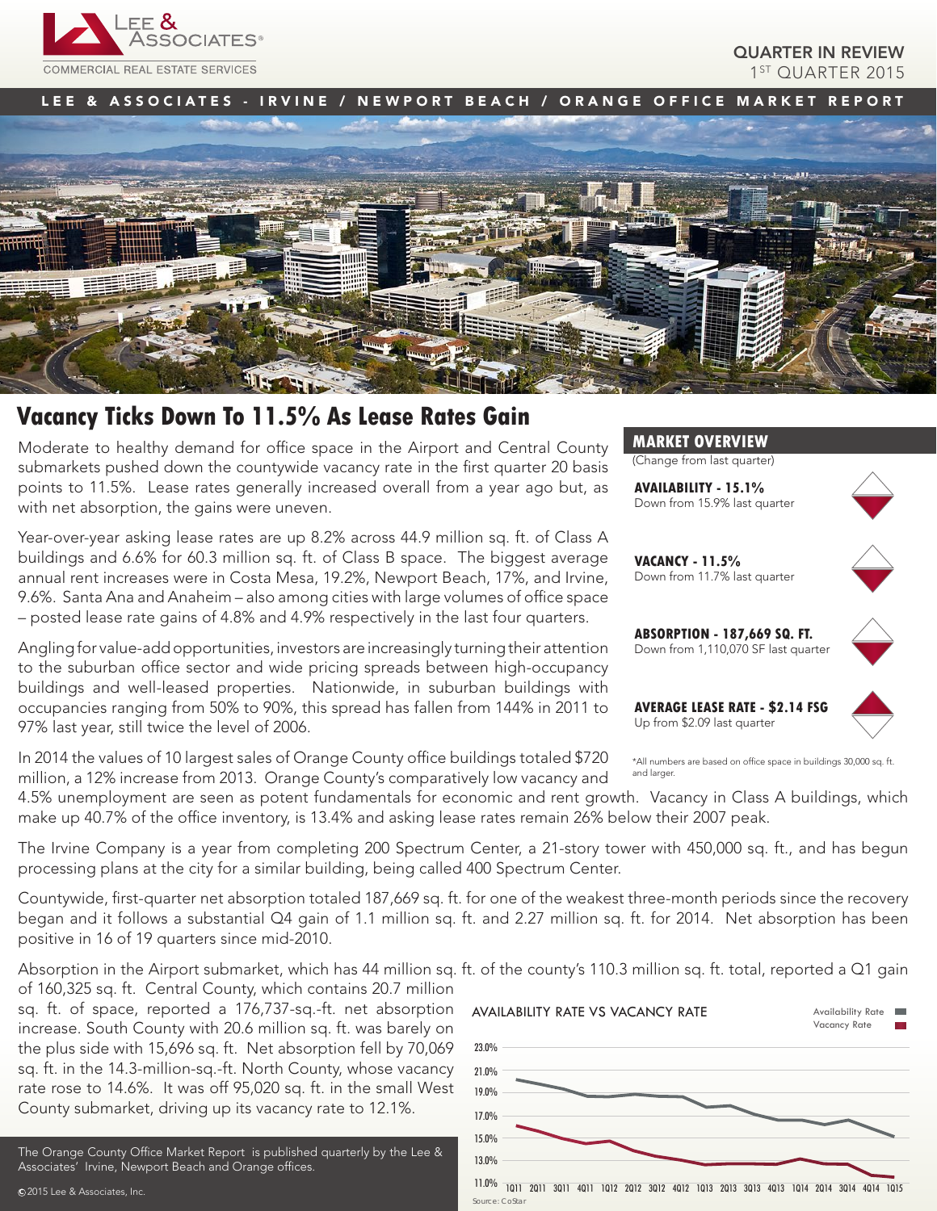QUARTER IN REVIEW
1ST QUARTER 2015

LEE & ASSOCIATES - IRVINE / NEWPORT BEACH / ORANGE OFFICE MARKET REPORT

# Vacancy Ticks Down To 11.5% As Lease Rates Gain

Moderate to healthy demand for office space in the Airport and Central County submarkets pushed down the countywide vacancy rate in the first quarter 20 basis points to 11.5%. Lease rates generally increased overall from a year ago but, as with net absorption, the gains were uneven.

Year-over-year asking lease rates are up 8.2% across 44.9 million sq. ft. of Class A buildings and 6.6% for 60.3 million sq. ft. of Class B space. The biggest average annual rent increases were in Costa Mesa, 19.2%, Newport Beach, 17%, and Irvine, 9.6%. Santa Ana and Anaheim – also among cities with large volumes of office space – posted lease rate gains of 4.8% and 4.9% respectively in the last four quarters.

Angling for value-add opportunities, investors are increasingly turning their attention to the suburban office sector and wide pricing spreads between high-occupancy buildings and well-leased properties. Nationwide, in suburban buildings with occupancies ranging from 50% to 90%, this spread has fallen from 144% in 2011 to 97% last year, still twice the level of 2006.

In 2014 the values of 10 largest sales of Orange County office buildings totaled $720 million, a 12% increase from 2013. Orange County's comparatively low vacancy and 4.5% unemployment are seen as potent fundamentals for economic and rent growth. Vacancy in Class A buildings, which make up 40.7% of the office inventory, is 13.4% and asking lease rates remain 26% below their 2007 peak.

The Irvine Company is a year from completing 200 Spectrum Center, a 21-story tower with 450,000 sq. ft., and has begun processing plans at the city for a similar building, being called 400 Spectrum Center.

Countywide, first-quarter net absorption totaled 187,669 sq. ft. for one of the weakest three-month periods since the recovery began and it follows a substantial Q4 gain of 1.1 million sq. ft. and 2.27 million sq. ft. for 2014. Net absorption has been positive in 16 of 19 quarters since mid-2010.

Absorption in the Airport submarket, which has 44 million sq. ft. of the county's 110.3 million sq. ft. total, reported a Q1 gain of 160,325 sq. ft. Central County, which contains 20.7 million sq. ft. of space, reported a 176,737-sq.-ft. net absorption increase. South County with 20.6 million sq. ft. was barely on the plus side with 15,696 sq. ft. Net absorption fell by 70,069 sq. ft. in the 14.3-million-sq.-ft. North County, whose vacancy rate rose to 14.6%. It was off 95,020 sq. ft. in the small West County submarket, driving up its vacancy rate to 12.1%.

## MARKET OVERVIEW

(Change from last quarter)

**AVAILABILITY - 15.1%**
Down from 15.9% last quarter

**VACANCY - 11.5%**
Down from 11.7% last quarter

**ABSORPTION - 187,669 SQ. FT.**
Down from 1,110,070 SF last quarter

**AVERAGE LEASE RATE - $2.14 FSG**
Up from $2.09 last quarter

*All numbers are based on office space in buildings 30,000 sq. ft. and larger.

AVAILABILITY RATE VS VACANCY RATE

Availability Rate
Vacancy Rate

Source: CoStar

The Orange County Office Market Report is published quarterly by the Lee & Associates' Irvine, Newport Beach and Orange offices.

©2015 Lee & Associates, Inc.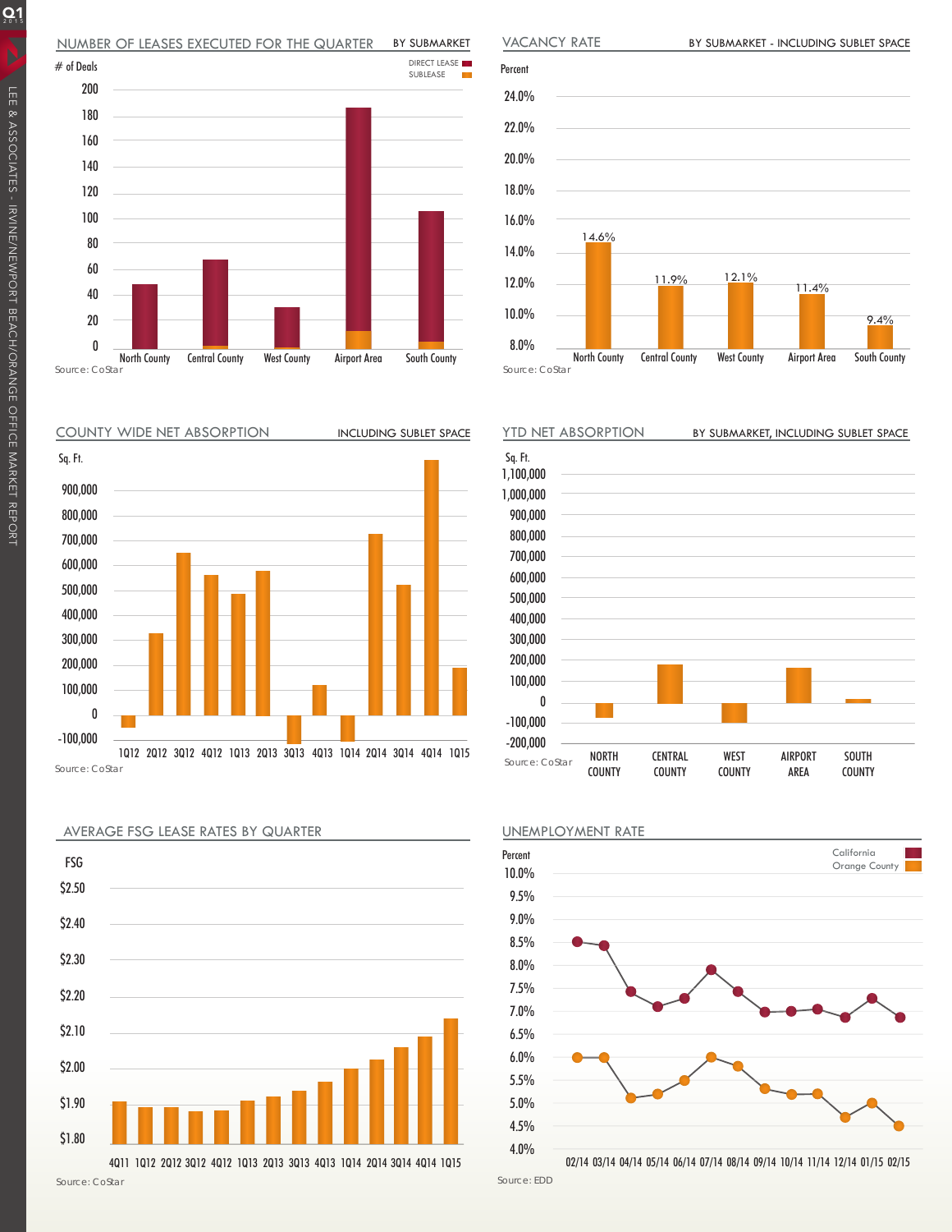## NUMBER OF LEASES EXECUTED FOR THE QUARTER — BY SUBMARKET

# of Deals

DIRECT LEASE / SUBLEASE

North County, Central County, West County, Airport Area, South County

Source: CoStar

## VACANCY RATE — BY SUBMARKET - INCLUDING SUBLET SPACE

Percent

| Submarket | Vacancy Rate |
| --- | --- |
| North County | 14.6% |
| Central County | 11.9% |
| West County | 12.1% |
| Airport Area | 11.4% |
| South County | 9.4% |

Source: CoStar

## COUNTY WIDE NET ABSORPTION — INCLUDING SUBLET SPACE

Sq. Ft.

1Q12 2Q12 3Q12 4Q12 1Q13 2Q13 3Q13 4Q13 1Q14 2Q14 3Q14 4Q14 1Q15

Source: CoStar

## YTD NET ABSORPTION — BY SUBMARKET, INCLUDING SUBLET SPACE

Sq. Ft.

NORTH COUNTY, CENTRAL COUNTY, WEST COUNTY, AIRPORT AREA, SOUTH COUNTY

Source: CoStar

## AVERAGE FSG LEASE RATES BY QUARTER

FSG

4Q11 1Q12 2Q12 3Q12 4Q12 1Q13 2Q13 3Q13 4Q13 1Q14 2Q14 3Q14 4Q14 1Q15

Source: CoStar

## UNEMPLOYMENT RATE

Percent

California / Orange County

02/14 03/14 04/14 05/14 06/14 07/14 08/14 09/14 10/14 11/14 12/14 01/15 02/15

Source: EDD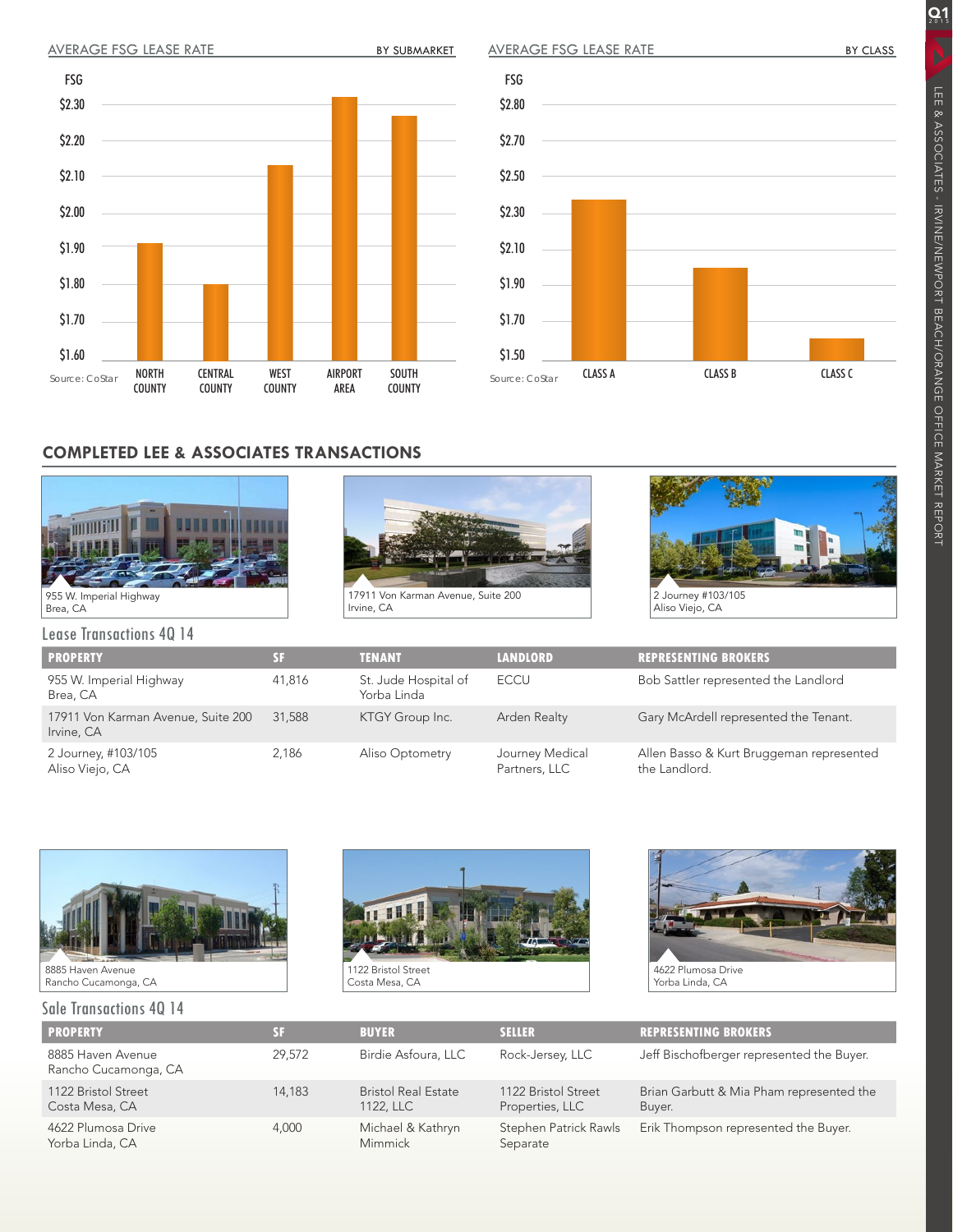## AVERAGE FSG LEASE RATE — BY SUBMARKET

FSG

$2.30
$2.20
$2.10
$2.00
$1.90
$1.80
$1.70
$1.60

NORTH COUNTY | CENTRAL COUNTY | WEST COUNTY | AIRPORT AREA | SOUTH COUNTY

Source: CoStar

## AVERAGE FSG LEASE RATE — BY CLASS

FSG

$2.80
$2.70
$2.50
$2.30
$2.10
$1.90
$1.70
$1.50

CLASS A | CLASS B | CLASS C

Source: CoStar

## COMPLETED LEE & ASSOCIATES TRANSACTIONS

955 W. Imperial Highway
Brea, CA

17911 Von Karman Avenue, Suite 200
Irvine, CA

2 Journey #103/105
Aliso Viejo, CA

### Lease Transactions 4Q 14

| PROPERTY | SF | TENANT | LANDLORD | REPRESENTING BROKERS |
|---|---|---|---|---|
| 955 W. Imperial Highway Brea, CA | 41,816 | St. Jude Hospital of Yorba Linda | ECCU | Bob Sattler represented the Landlord |
| 17911 Von Karman Avenue, Suite 200 Irvine, CA | 31,588 | KTGY Group Inc. | Arden Realty | Gary McArdell represented the Tenant. |
| 2 Journey, #103/105 Aliso Viejo, CA | 2,186 | Aliso Optometry | Journey Medical Partners, LLC | Allen Basso & Kurt Bruggeman represented the Landlord. |

8885 Haven Avenue
Rancho Cucamonga, CA

1122 Bristol Street
Costa Mesa, CA

4622 Plumosa Drive
Yorba Linda, CA

### Sale Transactions 4Q 14

| PROPERTY | SF | BUYER | SELLER | REPRESENTING BROKERS |
|---|---|---|---|---|
| 8885 Haven Avenue Rancho Cucamonga, CA | 29,572 | Birdie Asfoura, LLC | Rock-Jersey, LLC | Jeff Bischofberger represented the Buyer. |
| 1122 Bristol Street Costa Mesa, CA | 14,183 | Bristol Real Estate 1122, LLC | 1122 Bristol Street Properties, LLC | Brian Garbutt & Mia Pham represented the Buyer. |
| 4622 Plumosa Drive Yorba Linda, CA | 4,000 | Michael & Kathryn Mimmick | Stephen Patrick Rawls Separate | Erik Thompson represented the Buyer. |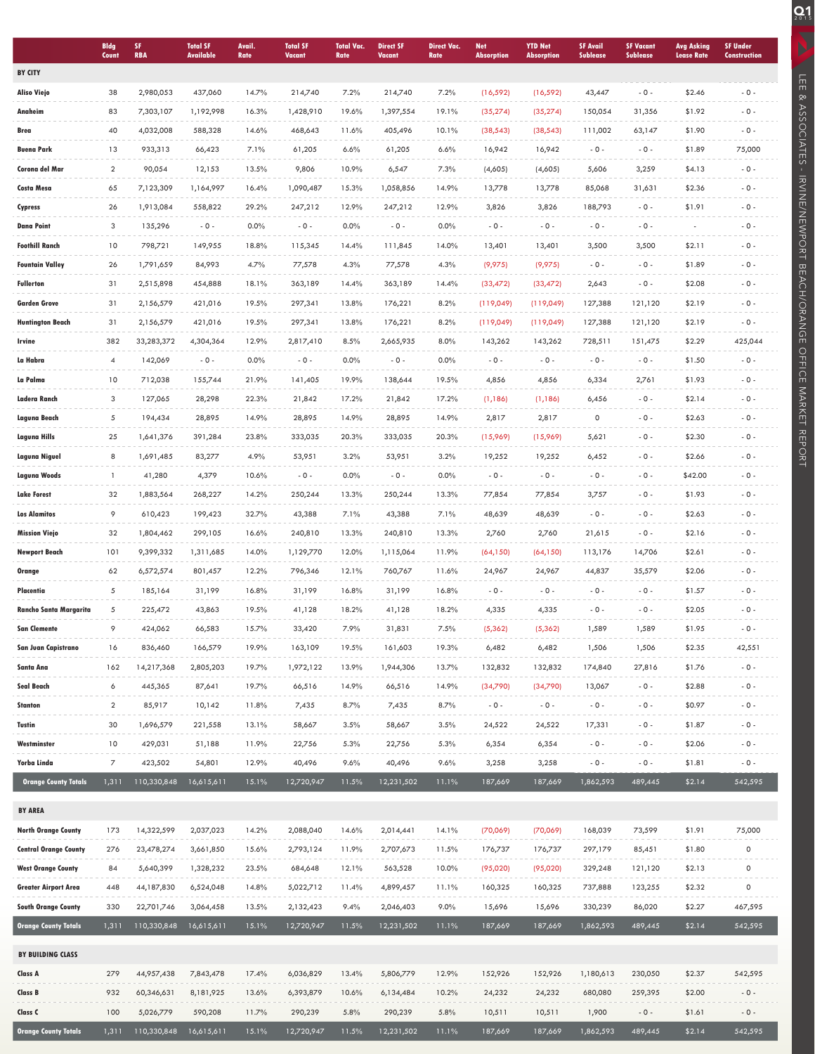| | Bldg Count | SF RBA | Total SF Available | Avail. Rate | Total SF Vacant | Total Vac. Rate | Direct SF Vacant | Direct Vac. Rate | Net Absorption | YTD Net Absorption | SF Avail Sublease | SF Vacant Sublease | Avg Asking Lease Rate | SF Under Construction |
|---|---|---|---|---|---|---|---|---|---|---|---|---|---|---|
| **BY CITY** | | | | | | | | | | | | | | |
| Aliso Viejo | 38 | 2,980,053 | 437,060 | 14.7% | 214,740 | 7.2% | 214,740 | 7.2% | (16,592) | (16,592) | 43,447 | - 0 - | $2.46 | - 0 - |
| Anaheim | 83 | 7,303,107 | 1,192,998 | 16.3% | 1,428,910 | 19.6% | 1,397,554 | 19.1% | (35,274) | (35,274) | 150,054 | 31,356 | $1.92 | - 0 - |
| Brea | 40 | 4,032,008 | 588,328 | 14.6% | 468,643 | 11.6% | 405,496 | 10.1% | (38,543) | (38,543) | 111,002 | 63,147 | $1.90 | - 0 - |
| Buena Park | 13 | 933,313 | 66,423 | 7.1% | 61,205 | 6.6% | 61,205 | 6.6% | 16,942 | 16,942 | - 0 - | - 0 - | $1.89 | 75,000 |
| Corona del Mar | 2 | 90,054 | 12,153 | 13.5% | 9,806 | 10.9% | 6,547 | 7.3% | (4,605) | (4,605) | 5,606 | 3,259 | $4.13 | - 0 - |
| Costa Mesa | 65 | 7,123,309 | 1,164,997 | 16.4% | 1,090,487 | 15.3% | 1,058,856 | 14.9% | 13,778 | 13,778 | 85,068 | 31,631 | $2.36 | - 0 - |
| Cypress | 26 | 1,913,084 | 558,822 | 29.2% | 247,212 | 12.9% | 247,212 | 12.9% | 3,826 | 3,826 | 188,793 | - 0 - | $1.91 | - 0 - |
| Dana Point | 3 | 135,296 | - 0 - | 0.0% | - 0 - | 0.0% | - 0 - | 0.0% | - 0 - | - 0 - | - 0 - | - 0 - | - | - 0 - |
| Foothill Ranch | 10 | 798,721 | 149,955 | 18.8% | 115,345 | 14.4% | 111,845 | 14.0% | 13,401 | 13,401 | 3,500 | 3,500 | $2.11 | - 0 - |
| Fountain Valley | 26 | 1,791,659 | 84,993 | 4.7% | 77,578 | 4.3% | 77,578 | 4.3% | (9,975) | (9,975) | - 0 - | - 0 - | $1.89 | - 0 - |
| Fullerton | 31 | 2,515,898 | 454,888 | 18.1% | 363,189 | 14.4% | 363,189 | 14.4% | (33,472) | (33,472) | 2,643 | - 0 - | $2.08 | - 0 - |
| Garden Grove | 31 | 2,156,579 | 421,016 | 19.5% | 297,341 | 13.8% | 176,221 | 8.2% | (119,049) | (119,049) | 127,388 | 121,120 | $2.19 | - 0 - |
| Huntington Beach | 31 | 2,156,579 | 421,016 | 19.5% | 297,341 | 13.8% | 176,221 | 8.2% | (119,049) | (119,049) | 127,388 | 121,120 | $2.19 | - 0 - |
| Irvine | 382 | 33,283,372 | 4,304,364 | 12.9% | 2,817,410 | 8.5% | 2,665,935 | 8.0% | 143,262 | 143,262 | 728,511 | 151,475 | $2.29 | 425,044 |
| La Habra | 4 | 142,069 | - 0 - | 0.0% | - 0 - | 0.0% | - 0 - | 0.0% | - 0 - | - 0 - | - 0 - | - 0 - | $1.50 | - 0 - |
| La Palma | 10 | 712,038 | 155,744 | 21.9% | 141,405 | 19.9% | 138,644 | 19.5% | 4,856 | 4,856 | 6,334 | 2,761 | $1.93 | - 0 - |
| Ladera Ranch | 3 | 127,065 | 28,298 | 22.3% | 21,842 | 17.2% | 21,842 | 17.2% | (1,186) | (1,186) | 6,456 | - 0 - | $2.14 | - 0 - |
| Laguna Beach | 5 | 194,434 | 28,895 | 14.9% | 28,895 | 14.9% | 28,895 | 14.9% | 2,817 | 2,817 | 0 | - 0 - | $2.63 | - 0 - |
| Laguna Hills | 25 | 1,641,376 | 391,284 | 23.8% | 333,035 | 20.3% | 333,035 | 20.3% | (15,969) | (15,969) | 5,621 | - 0 - | $2.30 | - 0 - |
| Laguna Niguel | 8 | 1,691,485 | 83,277 | 4.9% | 53,951 | 3.2% | 53,951 | 3.2% | 19,252 | 19,252 | 6,452 | - 0 - | $2.66 | - 0 - |
| Laguna Woods | 1 | 41,280 | 4,379 | 10.6% | - 0 - | 0.0% | - 0 - | 0.0% | - 0 - | - 0 - | - 0 - | - 0 - | $42.00 | - 0 - |
| Lake Forest | 32 | 1,883,564 | 268,227 | 14.2% | 250,244 | 13.3% | 250,244 | 13.3% | 77,854 | 77,854 | 3,757 | - 0 - | $1.93 | - 0 - |
| Los Alamitos | 9 | 610,423 | 199,423 | 32.7% | 43,388 | 7.1% | 43,388 | 7.1% | 48,639 | 48,639 | - 0 - | - 0 - | $2.63 | - 0 - |
| Mission Viejo | 32 | 1,804,462 | 299,105 | 16.6% | 240,810 | 13.3% | 240,810 | 13.3% | 2,760 | 2,760 | 21,615 | - 0 - | $2.16 | - 0 - |
| Newport Beach | 101 | 9,399,332 | 1,311,685 | 14.0% | 1,129,770 | 12.0% | 1,115,064 | 11.9% | (64,150) | (64,150) | 113,176 | 14,706 | $2.61 | - 0 - |
| Orange | 62 | 6,572,574 | 801,457 | 12.2% | 796,346 | 12.1% | 760,767 | 11.6% | 24,967 | 24,967 | 44,837 | 35,579 | $2.06 | - 0 - |
| Placentia | 5 | 185,164 | 31,199 | 16.8% | 31,199 | 16.8% | 31,199 | 16.8% | - 0 - | - 0 - | - 0 - | - 0 - | $1.57 | - 0 - |
| Rancho Santa Margarita | 5 | 225,472 | 43,863 | 19.5% | 41,128 | 18.2% | 41,128 | 18.2% | 4,335 | 4,335 | - 0 - | - 0 - | $2.05 | - 0 - |
| San Clemente | 9 | 424,062 | 66,583 | 15.7% | 33,420 | 7.9% | 31,831 | 7.5% | (5,362) | (5,362) | 1,589 | 1,589 | $1.95 | - 0 - |
| San Juan Capistrano | 16 | 836,460 | 166,579 | 19.9% | 163,109 | 19.5% | 161,603 | 19.3% | 6,482 | 6,482 | 1,506 | 1,506 | $2.35 | 42,551 |
| Santa Ana | 162 | 14,217,368 | 2,805,203 | 19.7% | 1,972,122 | 13.9% | 1,944,306 | 13.7% | 132,832 | 132,832 | 174,840 | 27,816 | $1.76 | - 0 - |
| Seal Beach | 6 | 445,365 | 87,641 | 19.7% | 66,516 | 14.9% | 66,516 | 14.9% | (34,790) | (34,790) | 13,067 | - 0 - | $2.88 | - 0 - |
| Stanton | 2 | 85,917 | 10,142 | 11.8% | 7,435 | 8.7% | 7,435 | 8.7% | - 0 - | - 0 - | - 0 - | - 0 - | $0.97 | - 0 - |
| Tustin | 30 | 1,696,579 | 221,558 | 13.1% | 58,667 | 3.5% | 58,667 | 3.5% | 24,522 | 24,522 | 17,331 | - 0 - | $1.87 | - 0 - |
| Westminster | 10 | 429,031 | 51,188 | 11.9% | 22,756 | 5.3% | 22,756 | 5.3% | 6,354 | 6,354 | - 0 - | - 0 - | $2.06 | - 0 - |
| Yorba Linda | 7 | 423,502 | 54,801 | 12.9% | 40,496 | 9.6% | 40,496 | 9.6% | 3,258 | 3,258 | - 0 - | - 0 - | $1.81 | - 0 - |
| **Orange County Totals** | 1,311 | 110,330,848 | 16,615,611 | 15.1% | 12,720,947 | 11.5% | 12,231,502 | 11.1% | 187,669 | 187,669 | 1,862,593 | 489,445 | $2.14 | 542,595 |
| **BY AREA** | | | | | | | | | | | | | | |
| North Orange County | 173 | 14,322,599 | 2,037,023 | 14.2% | 2,088,040 | 14.6% | 2,014,441 | 14.1% | (70,069) | (70,069) | 168,039 | 73,599 | $1.91 | 75,000 |
| Central Orange County | 276 | 23,478,274 | 3,661,850 | 15.6% | 2,793,124 | 11.9% | 2,707,673 | 11.5% | 176,737 | 176,737 | 297,179 | 85,451 | $1.80 | 0 |
| West Orange County | 84 | 5,640,399 | 1,328,232 | 23.5% | 684,648 | 12.1% | 563,528 | 10.0% | (95,020) | (95,020) | 329,248 | 121,120 | $2.13 | 0 |
| Greater Airport Area | 448 | 44,187,830 | 6,524,048 | 14.8% | 5,022,712 | 11.4% | 4,899,457 | 11.1% | 160,325 | 160,325 | 737,888 | 123,255 | $2.32 | 0 |
| South Orange County | 330 | 22,701,746 | 3,064,458 | 13.5% | 2,132,423 | 9.4% | 2,046,403 | 9.0% | 15,696 | 15,696 | 330,239 | 86,020 | $2.27 | 467,595 |
| **Orange County Totals** | 1,311 | 110,330,848 | 16,615,611 | 15.1% | 12,720,947 | 11.5% | 12,231,502 | 11.1% | 187,669 | 187,669 | 1,862,593 | 489,445 | $2.14 | 542,595 |
| **BY BUILDING CLASS** | | | | | | | | | | | | | | |
| Class A | 279 | 44,957,438 | 7,843,478 | 17.4% | 6,036,829 | 13.4% | 5,806,779 | 12.9% | 152,926 | 152,926 | 1,180,613 | 230,050 | $2.37 | 542,595 |
| Class B | 932 | 60,346,631 | 8,181,925 | 13.6% | 6,393,879 | 10.6% | 6,134,484 | 10.2% | 24,232 | 24,232 | 680,080 | 259,395 | $2.00 | - 0 - |
| Class C | 100 | 5,026,779 | 590,208 | 11.7% | 290,239 | 5.8% | 290,239 | 5.8% | 10,511 | 10,511 | 1,900 | - 0 - | $1.61 | - 0 - |
| **Orange County Totals** | 1,311 | 110,330,848 | 16,615,611 | 15.1% | 12,720,947 | 11.5% | 12,231,502 | 11.1% | 187,669 | 187,669 | 1,862,593 | 489,445 | $2.14 | 542,595 |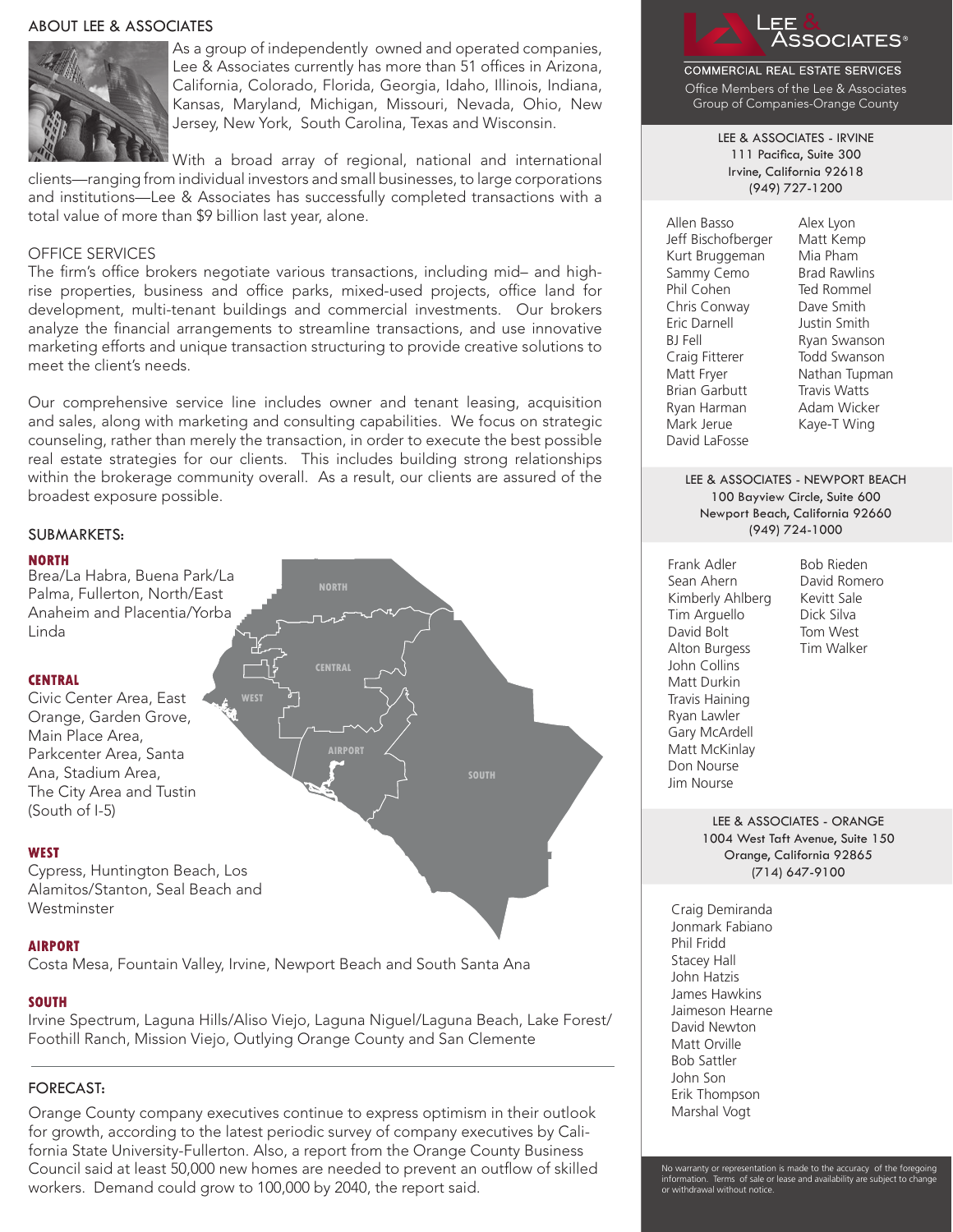## ABOUT LEE & ASSOCIATES

As a group of independently owned and operated companies, Lee & Associates currently has more than 51 offices in Arizona, California, Colorado, Florida, Georgia, Idaho, Illinois, Indiana, Kansas, Maryland, Michigan, Missouri, Nevada, Ohio, New Jersey, New York, South Carolina, Texas and Wisconsin.

With a broad array of regional, national and international clients—ranging from individual investors and small businesses, to large corporations and institutions—Lee & Associates has successfully completed transactions with a total value of more than $9 billion last year, alone.

## OFFICE SERVICES

The firm's office brokers negotiate various transactions, including mid– and high-rise properties, business and office parks, mixed-used projects, office land for development, multi-tenant buildings and commercial investments. Our brokers analyze the financial arrangements to streamline transactions, and use innovative marketing efforts and unique transaction structuring to provide creative solutions to meet the client's needs.

Our comprehensive service line includes owner and tenant leasing, acquisition and sales, along with marketing and consulting capabilities. We focus on strategic counseling, rather than merely the transaction, in order to execute the best possible real estate strategies for our clients. This includes building strong relationships within the brokerage community overall. As a result, our clients are assured of the broadest exposure possible.

## SUBMARKETS:

**NORTH**
Brea/La Habra, Buena Park/La Palma, Fullerton, North/East Anaheim and Placentia/Yorba Linda

**CENTRAL**
Civic Center Area, East Orange, Garden Grove, Main Place Area, Parkcenter Area, Santa Ana, Stadium Area, The City Area and Tustin (South of I-5)

**WEST**
Cypress, Huntington Beach, Los Alamitos/Stanton, Seal Beach and Westminster

**AIRPORT**
Costa Mesa, Fountain Valley, Irvine, Newport Beach and South Santa Ana

**SOUTH**
Irvine Spectrum, Laguna Hills/Aliso Viejo, Laguna Niguel/Laguna Beach, Lake Forest/Foothill Ranch, Mission Viejo, Outlying Orange County and San Clemente

NORTH
CENTRAL
WEST
AIRPORT
SOUTH

## FORECAST:

Orange County company executives continue to express optimism in their outlook for growth, according to the latest periodic survey of company executives by California State University-Fullerton. Also, a report from the Orange County Business Council said at least 50,000 new homes are needed to prevent an outflow of skilled workers. Demand could grow to 100,000 by 2040, the report said.

---

LEE & ASSOCIATES®
COMMERCIAL REAL ESTATE SERVICES
Office Members of the Lee & Associates Group of Companies-Orange County

**LEE & ASSOCIATES - IRVINE**
111 Pacifica, Suite 300
Irvine, California 92618
(949) 727-1200

Allen Basso
Jeff Bischofberger
Kurt Bruggeman
Sammy Cemo
Phil Cohen
Chris Conway
Eric Darnell
BJ Fell
Craig Fitterer
Matt Fryer
Brian Garbutt
Ryan Harman
Mark Jerue
David LaFosse
Alex Lyon
Matt Kemp
Mia Pham
Brad Rawlins
Ted Rommel
Dave Smith
Justin Smith
Ryan Swanson
Todd Swanson
Nathan Tupman
Travis Watts
Adam Wicker
Kaye-T Wing

**LEE & ASSOCIATES - NEWPORT BEACH**
100 Bayview Circle, Suite 600
Newport Beach, California 92660
(949) 724-1000

Frank Adler
Sean Ahern
Kimberly Ahlberg
Tim Arguello
David Bolt
Alton Burgess
John Collins
Matt Durkin
Travis Haining
Ryan Lawler
Gary McArdell
Matt McKinlay
Don Nourse
Jim Nourse
Bob Rieden
David Romero
Kevitt Sale
Dick Silva
Tom West
Tim Walker

**LEE & ASSOCIATES - ORANGE**
1004 West Taft Avenue, Suite 150
Orange, California 92865
(714) 647-9100

Craig Demiranda
Jonmark Fabiano
Phil Fridd
Stacey Hall
John Hatzis
James Hawkins
Jaimeson Hearne
David Newton
Matt Orville
Bob Sattler
John Son
Erik Thompson
Marshal Vogt

No warranty or representation is made to the accuracy of the foregoing information. Terms of sale or lease and availability are subject to change or withdrawal without notice.